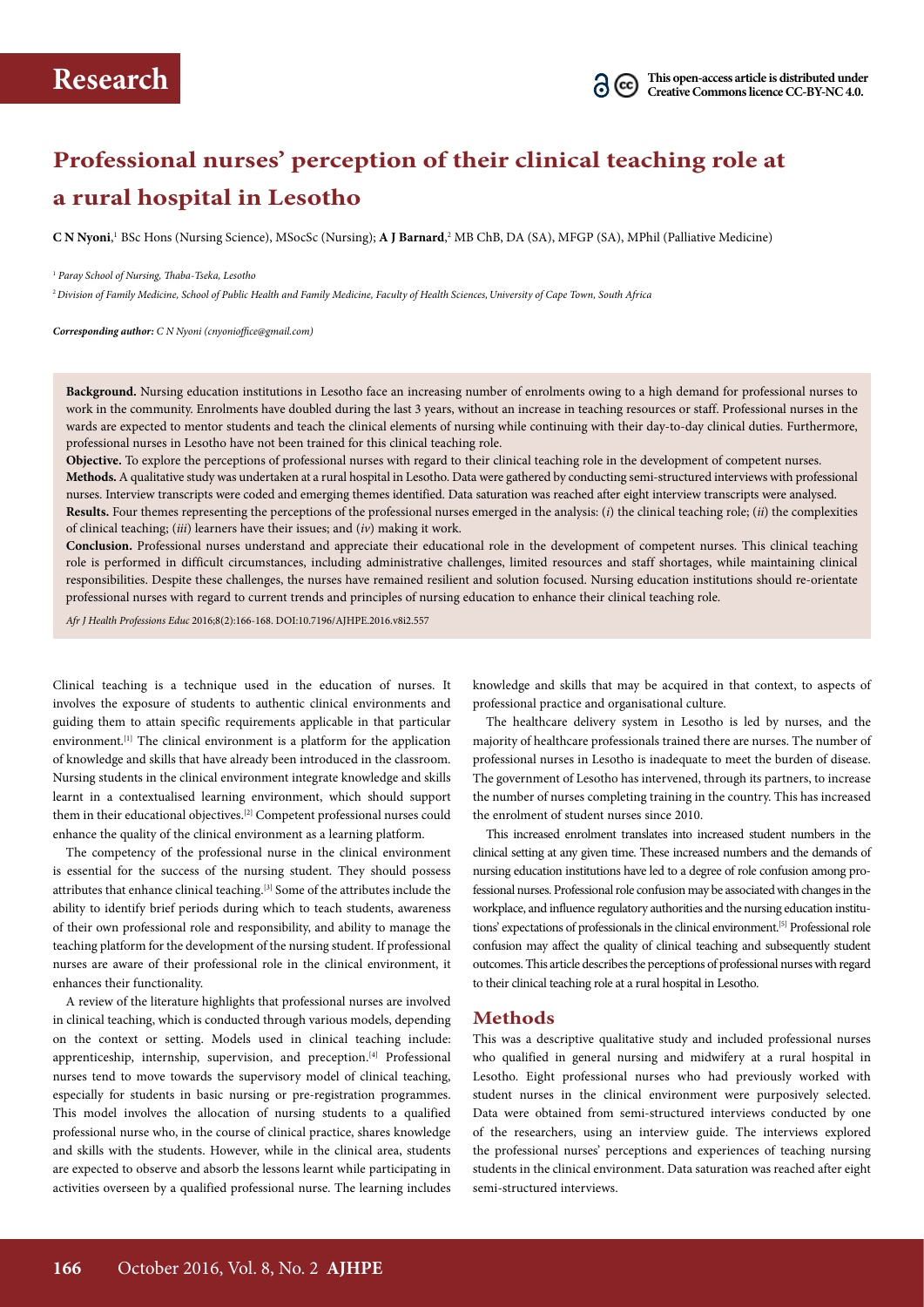# Research

This open-access article is distributed under Creative Commons licence CC-BY-NC 4.0.

# Professional nurses' perception of their clinical teaching role at a rural hospital in Lesotho

**C N Nyoni**,[1] BSc Hons (Nursing Science), MSocSc (Nursing); **A J Barnard**,[2] MB ChB, DA (SA), MFGP (SA), MPhil (Palliative Medicine)

[1] *Paray School of Nursing, Thaba-Tseka, Lesotho*

[2] *Division of Family Medicine, School of Public Health and Family Medicine, Faculty of Health Sciences, University of Cape Town, South Africa*

***Corresponding author:** C N Nyoni (cnyonioffice@gmail.com)*

**Background.** Nursing education institutions in Lesotho face an increasing number of enrolments owing to a high demand for professional nurses to work in the community. Enrolments have doubled during the last 3 years, without an increase in teaching resources or staff. Professional nurses in the wards are expected to mentor students and teach the clinical elements of nursing while continuing with their day-to-day clinical duties. Furthermore, professional nurses in Lesotho have not been trained for this clinical teaching role.

**Objective.** To explore the perceptions of professional nurses with regard to their clinical teaching role in the development of competent nurses.

**Methods.** A qualitative study was undertaken at a rural hospital in Lesotho. Data were gathered by conducting semi-structured interviews with professional nurses. Interview transcripts were coded and emerging themes identified. Data saturation was reached after eight interview transcripts were analysed.

**Results.** Four themes representing the perceptions of the professional nurses emerged in the analysis: (*i*) the clinical teaching role; (*ii*) the complexities of clinical teaching; (*iii*) learners have their issues; and (*iv*) making it work.

**Conclusion.** Professional nurses understand and appreciate their educational role in the development of competent nurses. This clinical teaching role is performed in difficult circumstances, including administrative challenges, limited resources and staff shortages, while maintaining clinical responsibilities. Despite these challenges, the nurses have remained resilient and solution focused. Nursing education institutions should re-orientate professional nurses with regard to current trends and principles of nursing education to enhance their clinical teaching role.

*Afr J Health Professions Educ* 2016;8(2):166-168. DOI:10.7196/AJHPE.2016.v8i2.557

Clinical teaching is a technique used in the education of nurses. It involves the exposure of students to authentic clinical environments and guiding them to attain specific requirements applicable in that particular environment.[1] The clinical environment is a platform for the application of knowledge and skills that have already been introduced in the classroom. Nursing students in the clinical environment integrate knowledge and skills learnt in a contextualised learning environment, which should support them in their educational objectives.[2] Competent professional nurses could enhance the quality of the clinical environment as a learning platform.

The competency of the professional nurse in the clinical environment is essential for the success of the nursing student. They should possess attributes that enhance clinical teaching.[3] Some of the attributes include the ability to identify brief periods during which to teach students, awareness of their own professional role and responsibility, and ability to manage the teaching platform for the development of the nursing student. If professional nurses are aware of their professional role in the clinical environment, it enhances their functionality.

A review of the literature highlights that professional nurses are involved in clinical teaching, which is conducted through various models, depending on the context or setting. Models used in clinical teaching include: apprenticeship, internship, supervision, and preception.[4] Professional nurses tend to move towards the supervisory model of clinical teaching, especially for students in basic nursing or pre-registration programmes. This model involves the allocation of nursing students to a qualified professional nurse who, in the course of clinical practice, shares knowledge and skills with the students. However, while in the clinical area, students are expected to observe and absorb the lessons learnt while participating in activities overseen by a qualified professional nurse. The learning includes knowledge and skills that may be acquired in that context, to aspects of professional practice and organisational culture.

The healthcare delivery system in Lesotho is led by nurses, and the majority of healthcare professionals trained there are nurses. The number of professional nurses in Lesotho is inadequate to meet the burden of disease. The government of Lesotho has intervened, through its partners, to increase the number of nurses completing training in the country. This has increased the enrolment of student nurses since 2010.

This increased enrolment translates into increased student numbers in the clinical setting at any given time. These increased numbers and the demands of nursing education institutions have led to a degree of role confusion among professional nurses. Professional role confusion may be associated with changes in the workplace, and influence regulatory authorities and the nursing education institutions' expectations of professionals in the clinical environment.[5] Professional role confusion may affect the quality of clinical teaching and subsequently student outcomes. This article describes the perceptions of professional nurses with regard to their clinical teaching role at a rural hospital in Lesotho.

## Methods

This was a descriptive qualitative study and included professional nurses who qualified in general nursing and midwifery at a rural hospital in Lesotho. Eight professional nurses who had previously worked with student nurses in the clinical environment were purposively selected. Data were obtained from semi-structured interviews conducted by one of the researchers, using an interview guide. The interviews explored the professional nurses' perceptions and experiences of teaching nursing students in the clinical environment. Data saturation was reached after eight semi-structured interviews.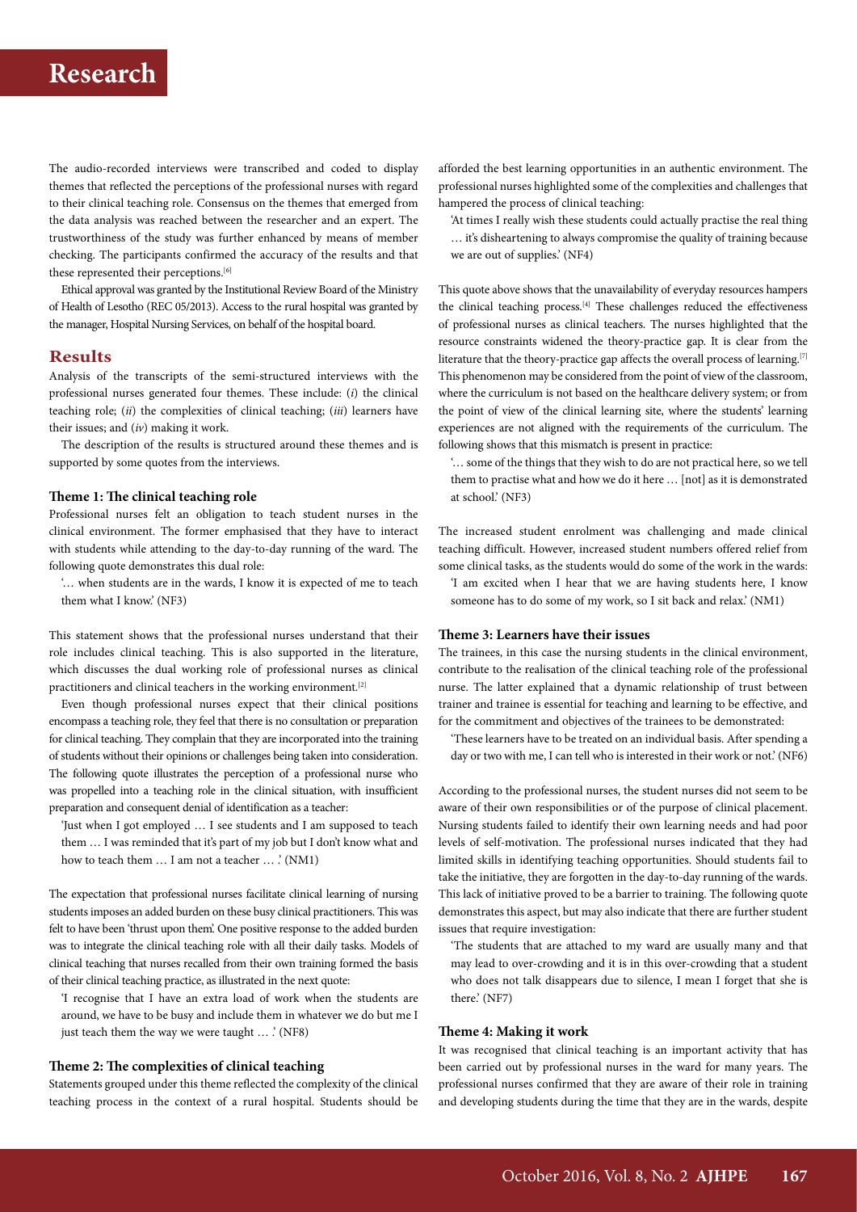The audio-recorded interviews were transcribed and coded to display themes that reflected the perceptions of the professional nurses with regard to their clinical teaching role. Consensus on the themes that emerged from the data analysis was reached between the researcher and an expert. The trustworthiness of the study was further enhanced by means of member checking. The participants confirmed the accuracy of the results and that these represented their perceptions.[6]

Ethical approval was granted by the Institutional Review Board of the Ministry of Health of Lesotho (REC 05/2013). Access to the rural hospital was granted by the manager, Hospital Nursing Services, on behalf of the hospital board.

## Results

Analysis of the transcripts of the semi-structured interviews with the professional nurses generated four themes. These include: (*i*) the clinical teaching role; (*ii*) the complexities of clinical teaching; (*iii*) learners have their issues; and (*iv*) making it work.

The description of the results is structured around these themes and is supported by some quotes from the interviews.

### Theme 1: The clinical teaching role

Professional nurses felt an obligation to teach student nurses in the clinical environment. The former emphasised that they have to interact with students while attending to the day-to-day running of the ward. The following quote demonstrates this dual role:

> '… when students are in the wards, I know it is expected of me to teach them what I know.' (NF3)

This statement shows that the professional nurses understand that their role includes clinical teaching. This is also supported in the literature, which discusses the dual working role of professional nurses as clinical practitioners and clinical teachers in the working environment.[2]

Even though professional nurses expect that their clinical positions encompass a teaching role, they feel that there is no consultation or preparation for clinical teaching. They complain that they are incorporated into the training of students without their opinions or challenges being taken into consideration. The following quote illustrates the perception of a professional nurse who was propelled into a teaching role in the clinical situation, with insufficient preparation and consequent denial of identification as a teacher:

> 'Just when I got employed … I see students and I am supposed to teach them … I was reminded that it's part of my job but I don't know what and how to teach them … I am not a teacher … .' (NM1)

The expectation that professional nurses facilitate clinical learning of nursing students imposes an added burden on these busy clinical practitioners. This was felt to have been 'thrust upon them'. One positive response to the added burden was to integrate the clinical teaching role with all their daily tasks. Models of clinical teaching that nurses recalled from their own training formed the basis of their clinical teaching practice, as illustrated in the next quote:

> 'I recognise that I have an extra load of work when the students are around, we have to be busy and include them in whatever we do but me I just teach them the way we were taught … .' (NF8)

### Theme 2: The complexities of clinical teaching

Statements grouped under this theme reflected the complexity of the clinical teaching process in the context of a rural hospital. Students should be afforded the best learning opportunities in an authentic environment. The professional nurses highlighted some of the complexities and challenges that hampered the process of clinical teaching:

> 'At times I really wish these students could actually practise the real thing … it's disheartening to always compromise the quality of training because we are out of supplies.' (NF4)

This quote above shows that the unavailability of everyday resources hampers the clinical teaching process.[4] These challenges reduced the effectiveness of professional nurses as clinical teachers. The nurses highlighted that the resource constraints widened the theory-practice gap. It is clear from the literature that the theory-practice gap affects the overall process of learning.[7] This phenomenon may be considered from the point of view of the classroom, where the curriculum is not based on the healthcare delivery system; or from the point of view of the clinical learning site, where the students' learning experiences are not aligned with the requirements of the curriculum. The following shows that this mismatch is present in practice:

> '… some of the things that they wish to do are not practical here, so we tell them to practise what and how we do it here … [not] as it is demonstrated at school.' (NF3)

The increased student enrolment was challenging and made clinical teaching difficult. However, increased student numbers offered relief from some clinical tasks, as the students would do some of the work in the wards:

> 'I am excited when I hear that we are having students here, I know someone has to do some of my work, so I sit back and relax.' (NM1)

### Theme 3: Learners have their issues

The trainees, in this case the nursing students in the clinical environment, contribute to the realisation of the clinical teaching role of the professional nurse. The latter explained that a dynamic relationship of trust between trainer and trainee is essential for teaching and learning to be effective, and for the commitment and objectives of the trainees to be demonstrated:

> 'These learners have to be treated on an individual basis. After spending a day or two with me, I can tell who is interested in their work or not.' (NF6)

According to the professional nurses, the student nurses did not seem to be aware of their own responsibilities or of the purpose of clinical placement. Nursing students failed to identify their own learning needs and had poor levels of self-motivation. The professional nurses indicated that they had limited skills in identifying teaching opportunities. Should students fail to take the initiative, they are forgotten in the day-to-day running of the wards. This lack of initiative proved to be a barrier to training. The following quote demonstrates this aspect, but may also indicate that there are further student issues that require investigation:

> 'The students that are attached to my ward are usually many and that may lead to over-crowding and it is in this over-crowding that a student who does not talk disappears due to silence, I mean I forget that she is there.' (NF7)

### Theme 4: Making it work

It was recognised that clinical teaching is an important activity that has been carried out by professional nurses in the ward for many years. The professional nurses confirmed that they are aware of their role in training and developing students during the time that they are in the wards, despite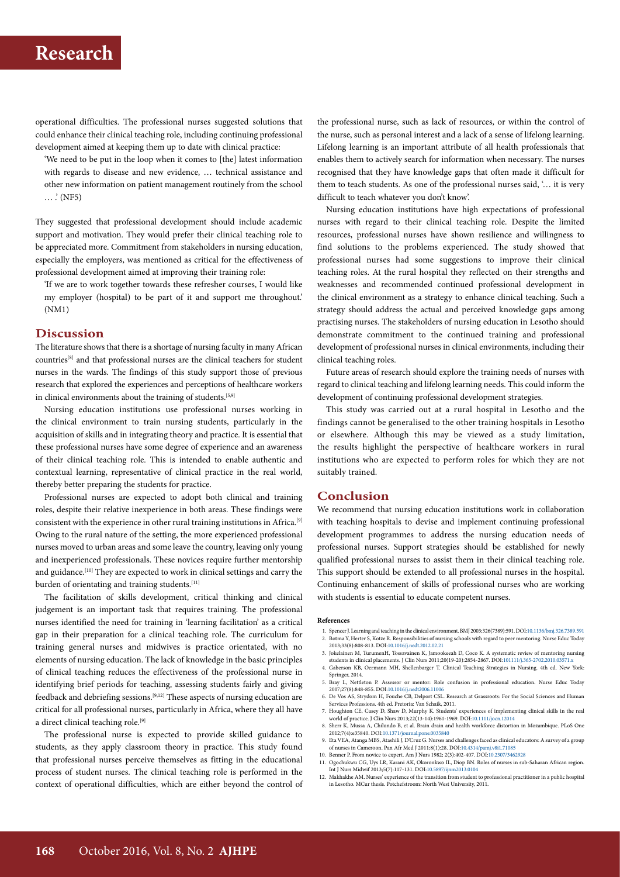operational difficulties. The professional nurses suggested solutions that could enhance their clinical teaching role, including continuing professional development aimed at keeping them up to date with clinical practice:

'We need to be put in the loop when it comes to [the] latest information with regards to disease and new evidence, … technical assistance and other new information on patient management routinely from the school … .' (NF5)

They suggested that professional development should include academic support and motivation. They would prefer their clinical teaching role to be appreciated more. Commitment from stakeholders in nursing education, especially the employers, was mentioned as critical for the effectiveness of professional development aimed at improving their training role:

'If we are to work together towards these refresher courses, I would like my employer (hospital) to be part of it and support me throughout.' (NM1)

## Discussion

The literature shows that there is a shortage of nursing faculty in many African countries[8] and that professional nurses are the clinical teachers for student nurses in the wards. The findings of this study support those of previous research that explored the experiences and perceptions of healthcare workers in clinical environments about the training of students.[5,9]

Nursing education institutions use professional nurses working in the clinical environment to train nursing students, particularly in the acquisition of skills and in integrating theory and practice. It is essential that these professional nurses have some degree of experience and an awareness of their clinical teaching role. This is intended to enable authentic and contextual learning, representative of clinical practice in the real world, thereby better preparing the students for practice.

Professional nurses are expected to adopt both clinical and training roles, despite their relative inexperience in both areas. These findings were consistent with the experience in other rural training institutions in Africa.[9] Owing to the rural nature of the setting, the more experienced professional nurses moved to urban areas and some leave the country, leaving only young and inexperienced professionals. These novices require further mentorship and guidance.[10] They are expected to work in clinical settings and carry the burden of orientating and training students.[11]

The facilitation of skills development, critical thinking and clinical judgement is an important task that requires training. The professional nurses identified the need for training in 'learning facilitation' as a critical gap in their preparation for a clinical teaching role. The curriculum for training general nurses and midwives is practice orientated, with no elements of nursing education. The lack of knowledge in the basic principles of clinical teaching reduces the effectiveness of the professional nurse in identifying brief periods for teaching, assessing students fairly and giving feedback and debriefing sessions.[9,12] These aspects of nursing education are critical for all professional nurses, particularly in Africa, where they all have a direct clinical teaching role.[9]

The professional nurse is expected to provide skilled guidance to students, as they apply classroom theory in practice. This study found that professional nurses perceive themselves as fitting in the educational process of student nurses. The clinical teaching role is performed in the context of operational difficulties, which are either beyond the control of the professional nurse, such as lack of resources, or within the control of the nurse, such as personal interest and a lack of a sense of lifelong learning. Lifelong learning is an important attribute of all health professionals that enables them to actively search for information when necessary. The nurses recognised that they have knowledge gaps that often made it difficult for them to teach students. As one of the professional nurses said, '… it is very difficult to teach whatever you don't know'.

Nursing education institutions have high expectations of professional nurses with regard to their clinical teaching role. Despite the limited resources, professional nurses have shown resilience and willingness to find solutions to the problems experienced. The study showed that professional nurses had some suggestions to improve their clinical teaching roles. At the rural hospital they reflected on their strengths and weaknesses and recommended continued professional development in the clinical environment as a strategy to enhance clinical teaching. Such a strategy should address the actual and perceived knowledge gaps among practising nurses. The stakeholders of nursing education in Lesotho should demonstrate commitment to the continued training and professional development of professional nurses in clinical environments, including their clinical teaching roles.

Future areas of research should explore the training needs of nurses with regard to clinical teaching and lifelong learning needs. This could inform the development of continuing professional development strategies.

This study was carried out at a rural hospital in Lesotho and the findings cannot be generalised to the other training hospitals in Lesotho or elsewhere. Although this may be viewed as a study limitation, the results highlight the perspective of healthcare workers in rural institutions who are expected to perform roles for which they are not suitably trained.

## Conclusion

We recommend that nursing education institutions work in collaboration with teaching hospitals to devise and implement continuing professional development programmes to address the nursing education needs of professional nurses. Support strategies should be established for newly qualified professional nurses to assist them in their clinical teaching role. This support should be extended to all professional nurses in the hospital. Continuing enhancement of skills of professional nurses who are working with students is essential to educate competent nurses.

### References

1. Spencer J. Learning and teaching in the clinical environment. BMJ 2003;326(7389):591. DOI:10.1136/bmj.326.7389.591
2. Botma Y, Herter S, Kotze R. Responsibilities of nursing schools with regard to peer mentoring. Nurse Educ Today 2013;33(8):808-813. DOI:10.1016/j.nedt.2012.02.21
3. Jokelainen M, TurumenH, Tossavainen K, Jamookeeah D, Coco K. A systematic review of mentoring nursing students in clinical placements. J Clin Nurs 2011;20(19-20):2854-2867. DOI:101111/j.365-2702.2010.03571.x
4. Gaberson KB, Oermann MH, Shellenbarger T. Clinical Teaching Strategies in Nursing. 4th ed. New York: Springer, 2014.
5. Bray L, Nettleton P. Assessor or mentor: Role confusion in professional education. Nurse Educ Today 2007;27(8):848-855. DOI:10.1016/j.nedt2006.11006
6. De Vos AS, Strydom H, Fouche CB, Delport CSL. Research at Grassroots: For the Social Sciences and Human Services Professions. 4th ed. Pretoria: Van Schaik, 2011.
7. Houghton CE, Casey D, Shaw D, Murphy K. Students' experiences of implementing clinical skills in the real world of practice. J Clin Nurs 2013;22(13-14):1961-1969. DOI:10.1111/jocn.12014
8. Sherr K, Mussa A, Chilundo B, et al. Brain drain and health workforce distortion in Mozambique. PLoS One 2012;7(4):e35840. DOI:10.1371/journal.pone.0035840
9. Eta VEA, Atanga MBS, Atashili J, D'Cruz G. Nurses and challenges faced as clinical educators: A survey of a group of nurses in Cameroon. Pan Afr Med J 2011;8(1):28. DOI:10.4314/pamj.v8i1.71085
10. Benner P. From novice to expert. Am J Nurs 1982; 2(3):402-407. DOI:10.2307/3462928
11. Ogochukwu CG, Uys LR, Karani AK, Okoronkwo IL, Diop BN. Roles of nurses in sub-Saharan African region. Int J Nurs Midwif 2013;5(7):117-131. DOI:10.5897/ijnm2013.0104
12. Makhakhe AM. Nurses' experience of the transition from student to professional practitioner in a public hospital in Lesotho. MCur thesis. Potchefstroom: North West University, 2011.